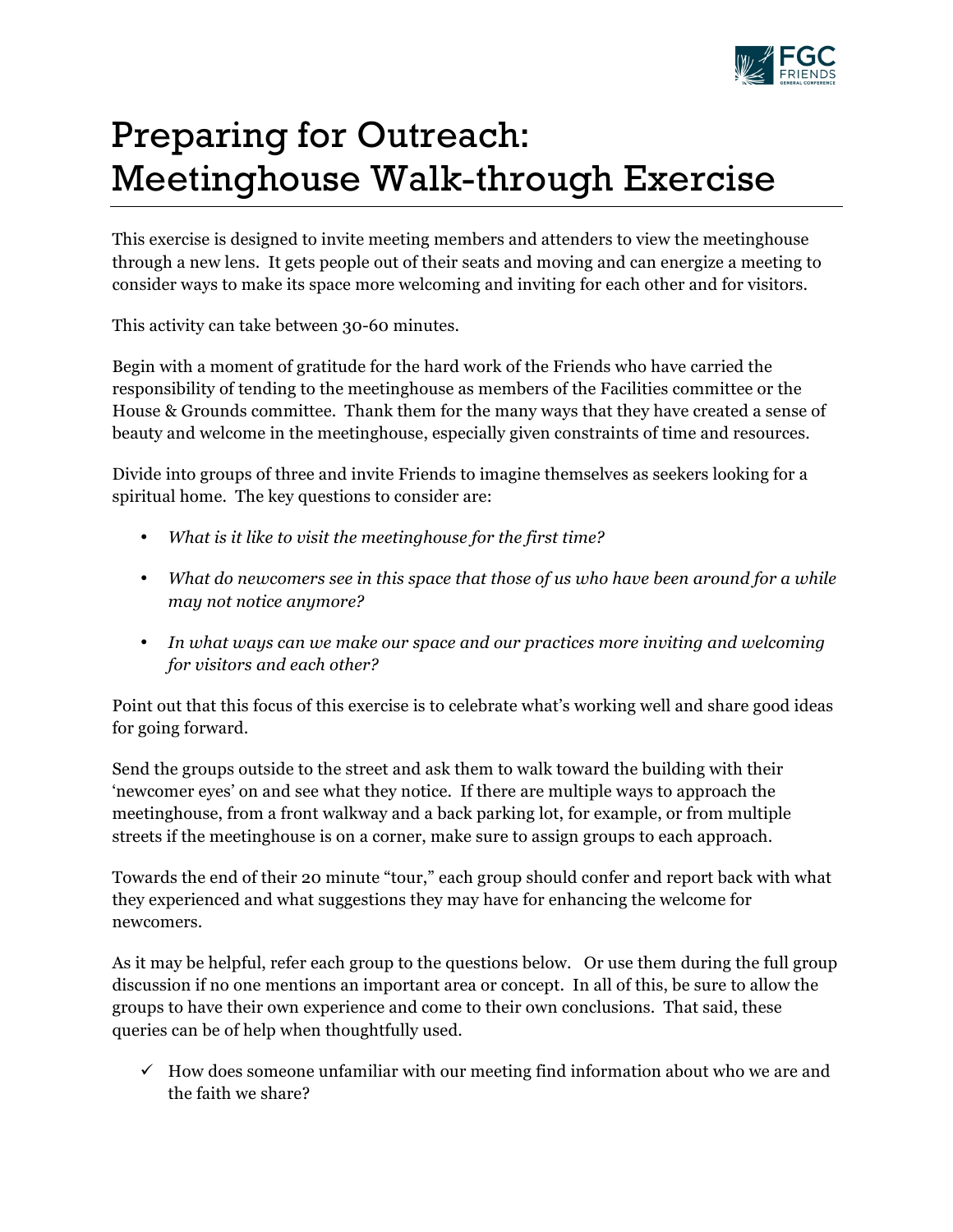# Preparing for Outreach: Meetinghouse Walk-through Exercise

This exercise is designed to invite meeting members and attenders to view the meetinghouse through a new lens. It gets people out of their seats and moving and can energize a meeting to consider ways to make its space more welcoming and inviting for each other and for visitors.

This activity can take between 30-60 minutes.

Begin with a moment of gratitude for the hard work of the Friends who have carried the responsibility of tending to the meetinghouse as members of the Facilities committee or the House & Grounds committee. Thank them for the many ways that they have created a sense of beauty and welcome in the meetinghouse, especially given constraints of time and resources.

Divide into groups of three and invite Friends to imagine themselves as seekers looking for a spiritual home. The key questions to consider are:

- *What is it like to visit the meetinghouse for the first time?*
- *What do newcomers see in this space that those of us who have been around for a while may not notice anymore?*
- *In what ways can we make our space and our practices more inviting and welcoming for visitors and each other?*

Point out that this focus of this exercise is to celebrate what's working well and share good ideas for going forward.

Send the groups outside to the street and ask them to walk toward the building with their 'newcomer eyes' on and see what they notice. If there are multiple ways to approach the meetinghouse, from a front walkway and a back parking lot, for example, or from multiple streets if the meetinghouse is on a corner, make sure to assign groups to each approach.

Towards the end of their 20 minute "tour," each group should confer and report back with what they experienced and what suggestions they may have for enhancing the welcome for newcomers.

As it may be helpful, refer each group to the questions below. Or use them during the full group discussion if no one mentions an important area or concept. In all of this, be sure to allow the groups to have their own experience and come to their own conclusions. That said, these queries can be of help when thoughtfully used.

- ✓ How does someone unfamiliar with our meeting find information about who we are and the faith we share?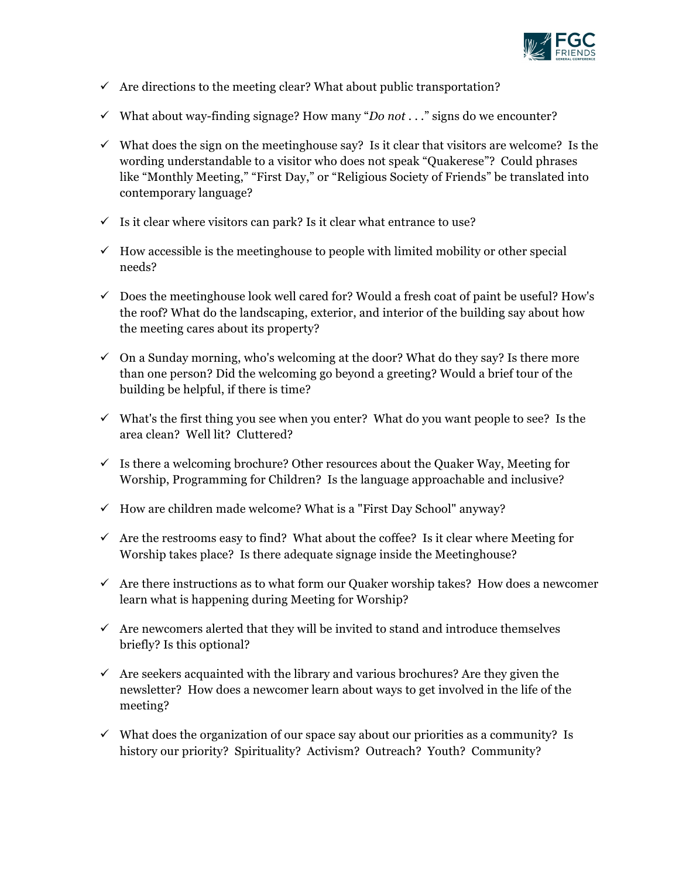- ✓ Are directions to the meeting clear? What about public transportation?
- ✓ What about way-finding signage? How many "*Do not . . .*" signs do we encounter?
- ✓ What does the sign on the meetinghouse say? Is it clear that visitors are welcome? Is the wording understandable to a visitor who does not speak "Quakerese"? Could phrases like "Monthly Meeting," "First Day," or "Religious Society of Friends" be translated into contemporary language?
- ✓ Is it clear where visitors can park? Is it clear what entrance to use?
- ✓ How accessible is the meetinghouse to people with limited mobility or other special needs?
- ✓ Does the meetinghouse look well cared for? Would a fresh coat of paint be useful? How's the roof? What do the landscaping, exterior, and interior of the building say about how the meeting cares about its property?
- ✓ On a Sunday morning, who's welcoming at the door? What do they say? Is there more than one person? Did the welcoming go beyond a greeting? Would a brief tour of the building be helpful, if there is time?
- ✓ What's the first thing you see when you enter? What do you want people to see? Is the area clean? Well lit? Cluttered?
- ✓ Is there a welcoming brochure? Other resources about the Quaker Way, Meeting for Worship, Programming for Children? Is the language approachable and inclusive?
- ✓ How are children made welcome? What is a "First Day School" anyway?
- ✓ Are the restrooms easy to find? What about the coffee? Is it clear where Meeting for Worship takes place? Is there adequate signage inside the Meetinghouse?
- ✓ Are there instructions as to what form our Quaker worship takes? How does a newcomer learn what is happening during Meeting for Worship?
- ✓ Are newcomers alerted that they will be invited to stand and introduce themselves briefly? Is this optional?
- ✓ Are seekers acquainted with the library and various brochures? Are they given the newsletter? How does a newcomer learn about ways to get involved in the life of the meeting?
- ✓ What does the organization of our space say about our priorities as a community? Is history our priority? Spirituality? Activism? Outreach? Youth? Community?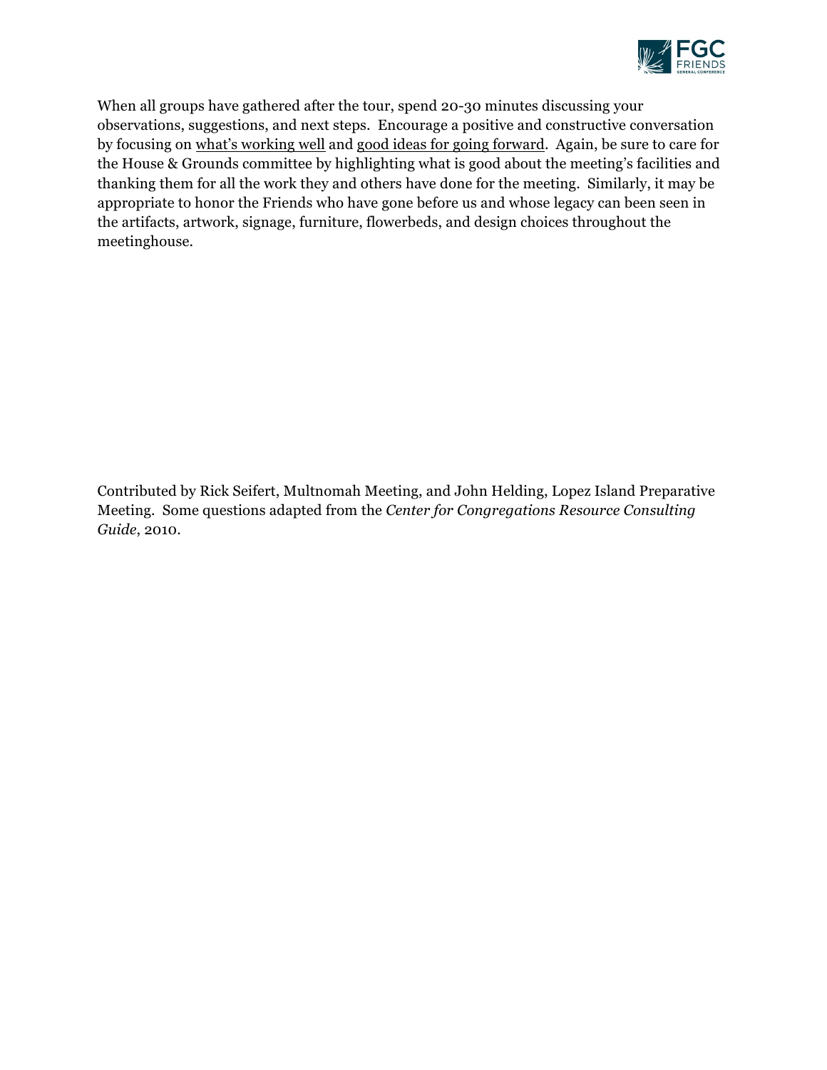When all groups have gathered after the tour, spend 20-30 minutes discussing your observations, suggestions, and next steps.  Encourage a positive and constructive conversation by focusing on what's working well and good ideas for going forward.  Again, be sure to care for the House & Grounds committee by highlighting what is good about the meeting's facilities and thanking them for all the work they and others have done for the meeting.  Similarly, it may be appropriate to honor the Friends who have gone before us and whose legacy can been seen in the artifacts, artwork, signage, furniture, flowerbeds, and design choices throughout the meetinghouse.

Contributed by Rick Seifert, Multnomah Meeting, and John Helding, Lopez Island Preparative Meeting.  Some questions adapted from the *Center for Congregations Resource Consulting Guide*, 2010.